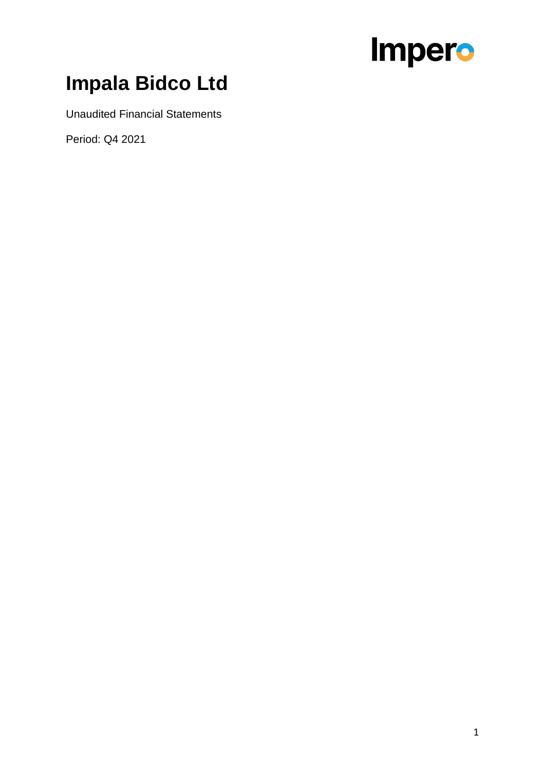Impero

# Impala Bidco Ltd

Unaudited Financial Statements

Period: Q4 2021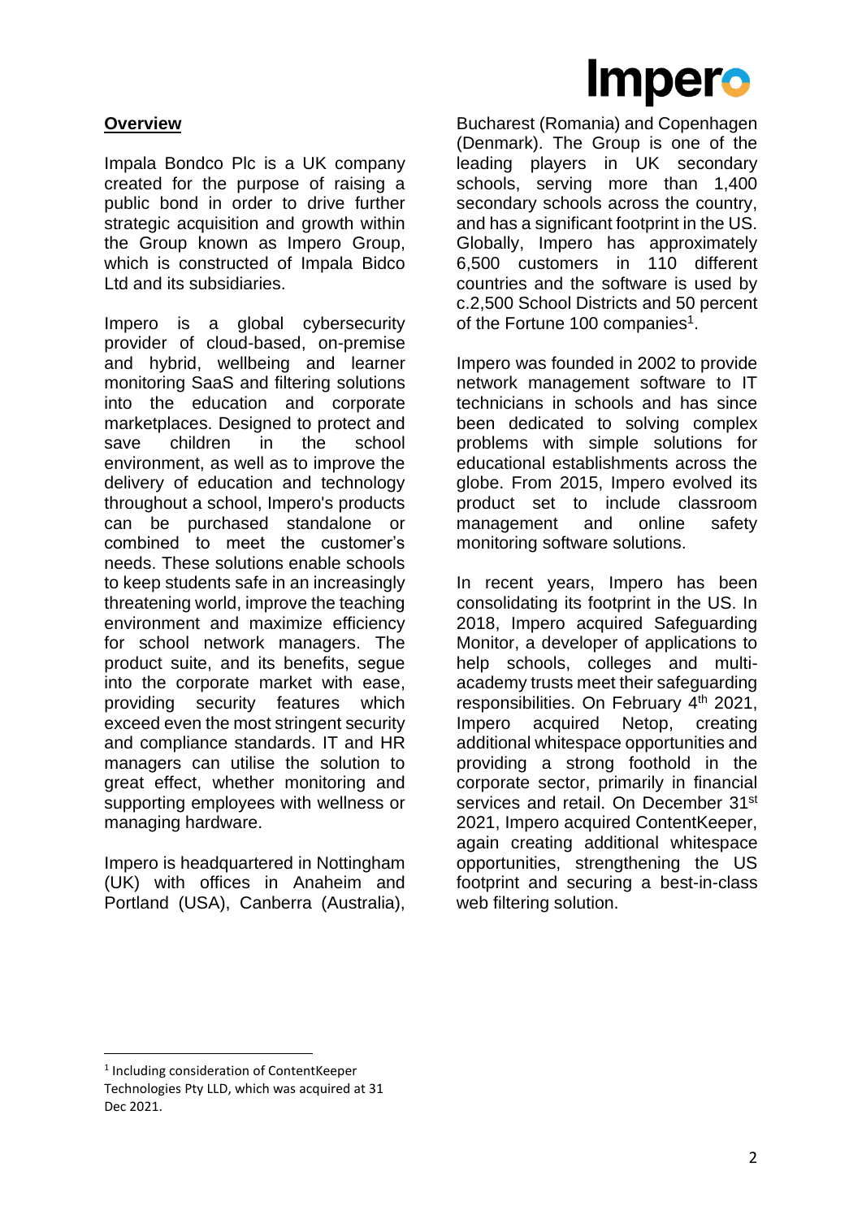## **Overview**

Impala Bondco Plc is a UK company created for the purpose of raising a public bond in order to drive further strategic acquisition and growth within the Group known as Impero Group, which is constructed of Impala Bidco Ltd and its subsidiaries.

Impero is a global cybersecurity provider of cloud-based, on-premise and hybrid, wellbeing and learner monitoring SaaS and filtering solutions into the education and corporate marketplaces. Designed to protect and save children in the school environment, as well as to improve the delivery of education and technology throughout a school, Impero's products can be purchased standalone or combined to meet the customer's needs. These solutions enable schools to keep students safe in an increasingly threatening world, improve the teaching environment and maximize efficiency for school network managers. The product suite, and its benefits, segue into the corporate market with ease, providing security features which exceed even the most stringent security and compliance standards. IT and HR managers can utilise the solution to great effect, whether monitoring and supporting employees with wellness or managing hardware.

Impero is headquartered in Nottingham (UK) with offices in Anaheim and Portland (USA), Canberra (Australia), Bucharest (Romania) and Copenhagen (Denmark). The Group is one of the leading players in UK secondary schools, serving more than 1,400 secondary schools across the country, and has a significant footprint in the US. Globally, Impero has approximately 6,500 customers in 110 different countries and the software is used by c.2,500 School Districts and 50 percent of the Fortune 100 companies[1].

Impero was founded in 2002 to provide network management software to IT technicians in schools and has since been dedicated to solving complex problems with simple solutions for educational establishments across the globe. From 2015, Impero evolved its product set to include classroom management and online safety monitoring software solutions.

In recent years, Impero has been consolidating its footprint in the US. In 2018, Impero acquired Safeguarding Monitor, a developer of applications to help schools, colleges and multi-academy trusts meet their safeguarding responsibilities. On February 4th 2021, Impero acquired Netop, creating additional whitespace opportunities and providing a strong foothold in the corporate sector, primarily in financial services and retail. On December 31st 2021, Impero acquired ContentKeeper, again creating additional whitespace opportunities, strengthening the US footprint and securing a best-in-class web filtering solution.

[1] Including consideration of ContentKeeper Technologies Pty LLD, which was acquired at 31 Dec 2021.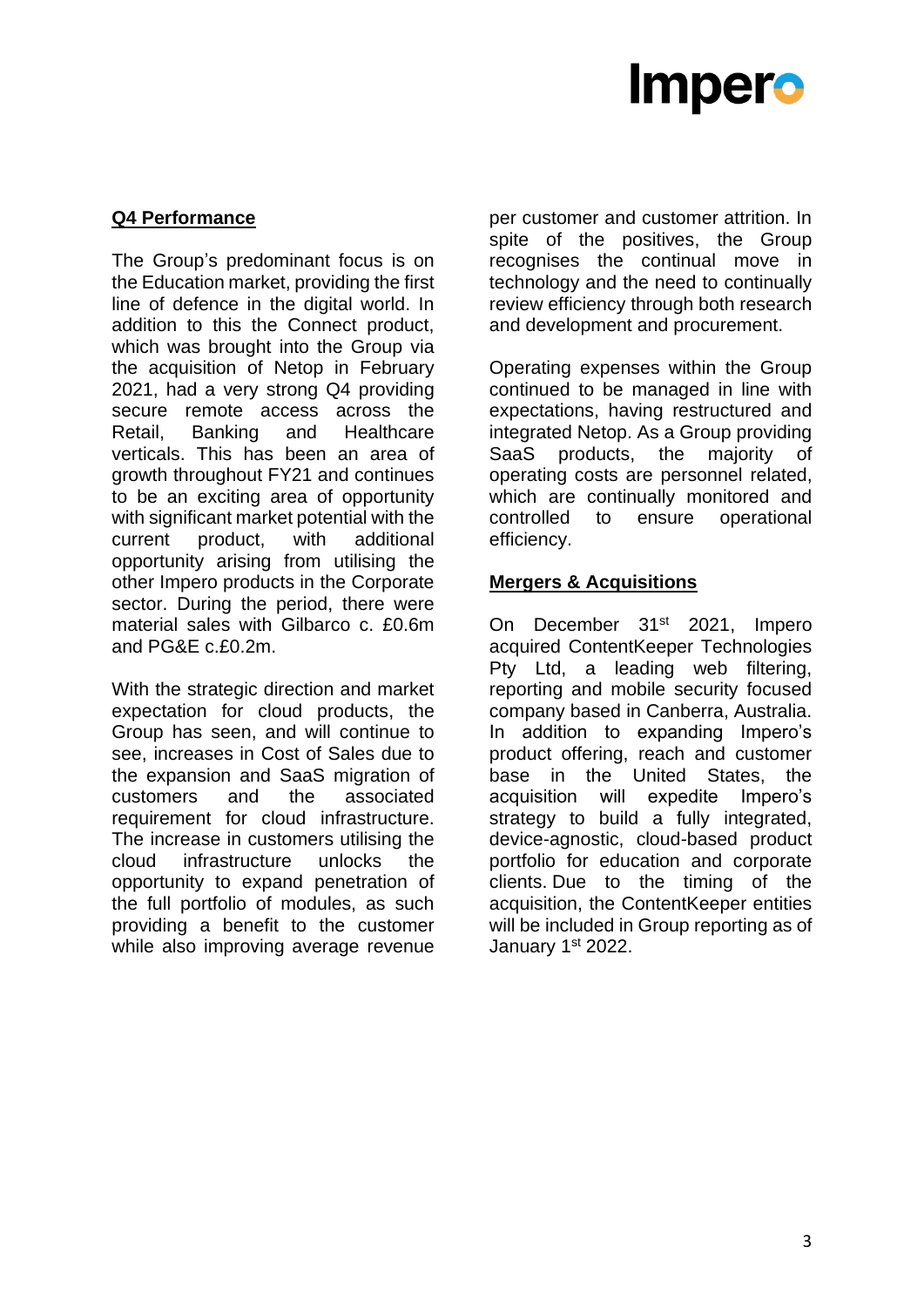## Q4 Performance

The Group's predominant focus is on the Education market, providing the first line of defence in the digital world. In addition to this the Connect product, which was brought into the Group via the acquisition of Netop in February 2021, had a very strong Q4 providing secure remote access across the Retail, Banking and Healthcare verticals. This has been an area of growth throughout FY21 and continues to be an exciting area of opportunity with significant market potential with the current product, with additional opportunity arising from utilising the other Impero products in the Corporate sector. During the period, there were material sales with Gilbarco c. £0.6m and PG&E c.£0.2m.

With the strategic direction and market expectation for cloud products, the Group has seen, and will continue to see, increases in Cost of Sales due to the expansion and SaaS migration of customers and the associated requirement for cloud infrastructure. The increase in customers utilising the cloud infrastructure unlocks the opportunity to expand penetration of the full portfolio of modules, as such providing a benefit to the customer while also improving average revenue per customer and customer attrition. In spite of the positives, the Group recognises the continual move in technology and the need to continually review efficiency through both research and development and procurement.

Operating expenses within the Group continued to be managed in line with expectations, having restructured and integrated Netop. As a Group providing SaaS products, the majority of operating costs are personnel related, which are continually monitored and controlled to ensure operational efficiency.

## Mergers & Acquisitions

On December 31st 2021, Impero acquired ContentKeeper Technologies Pty Ltd, a leading web filtering, reporting and mobile security focused company based in Canberra, Australia. In addition to expanding Impero's product offering, reach and customer base in the United States, the acquisition will expedite Impero's strategy to build a fully integrated, device-agnostic, cloud-based product portfolio for education and corporate clients. Due to the timing of the acquisition, the ContentKeeper entities will be included in Group reporting as of January 1st 2022.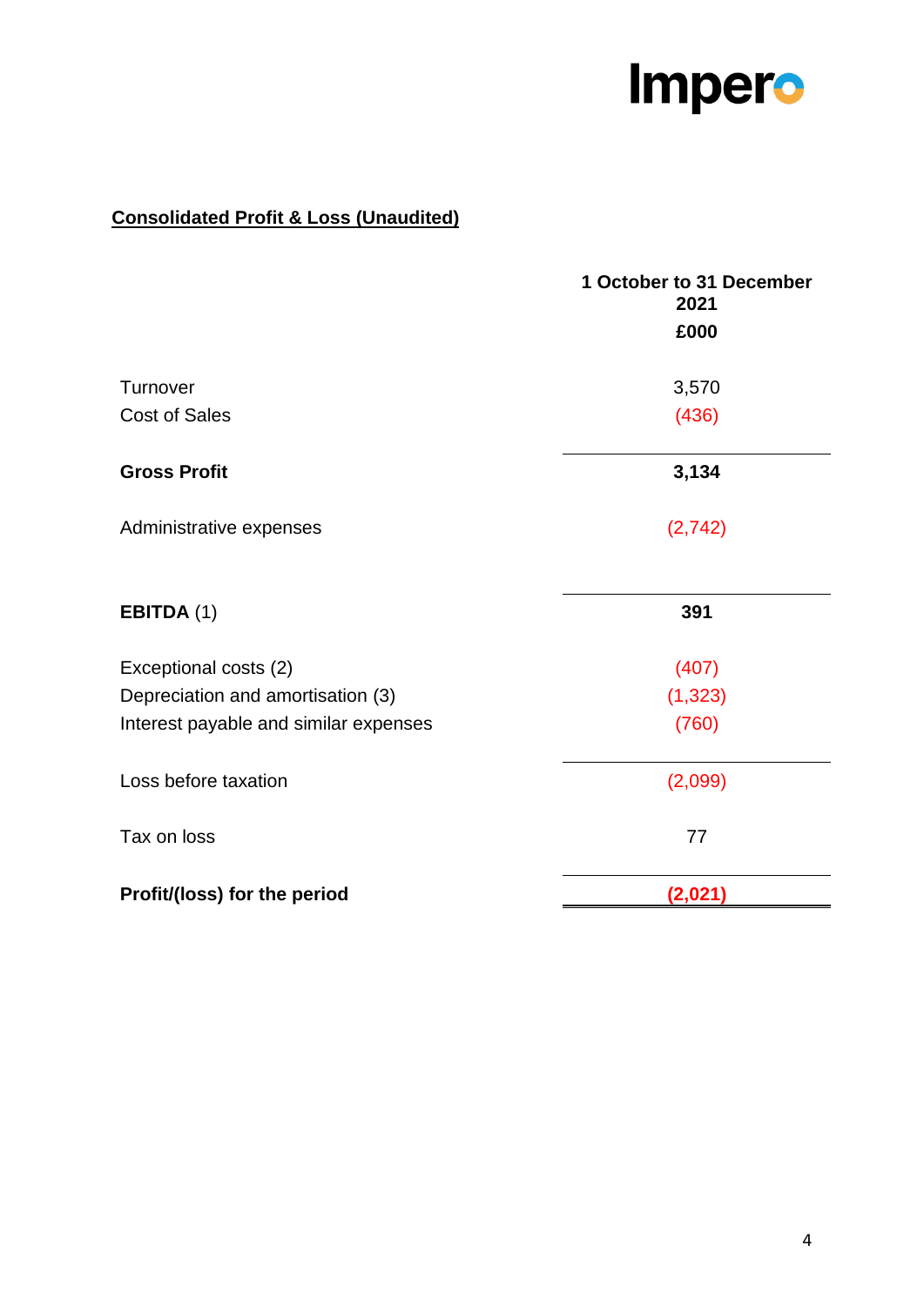## Consolidated Profit & Loss (Unaudited)

| | 1 October to 31 December 2021 £000 |
|---|---|
| Turnover | 3,570 |
| Cost of Sales | (436) |
| **Gross Profit** | **3,134** |
| Administrative expenses | (2,742) |
| **EBITDA** (1) | **391** |
| Exceptional costs (2) | (407) |
| Depreciation and amortisation (3) | (1,323) |
| Interest payable and similar expenses | (760) |
| Loss before taxation | (2,099) |
| Tax on loss | 77 |
| **Profit/(loss) for the period** | **(2,021)** |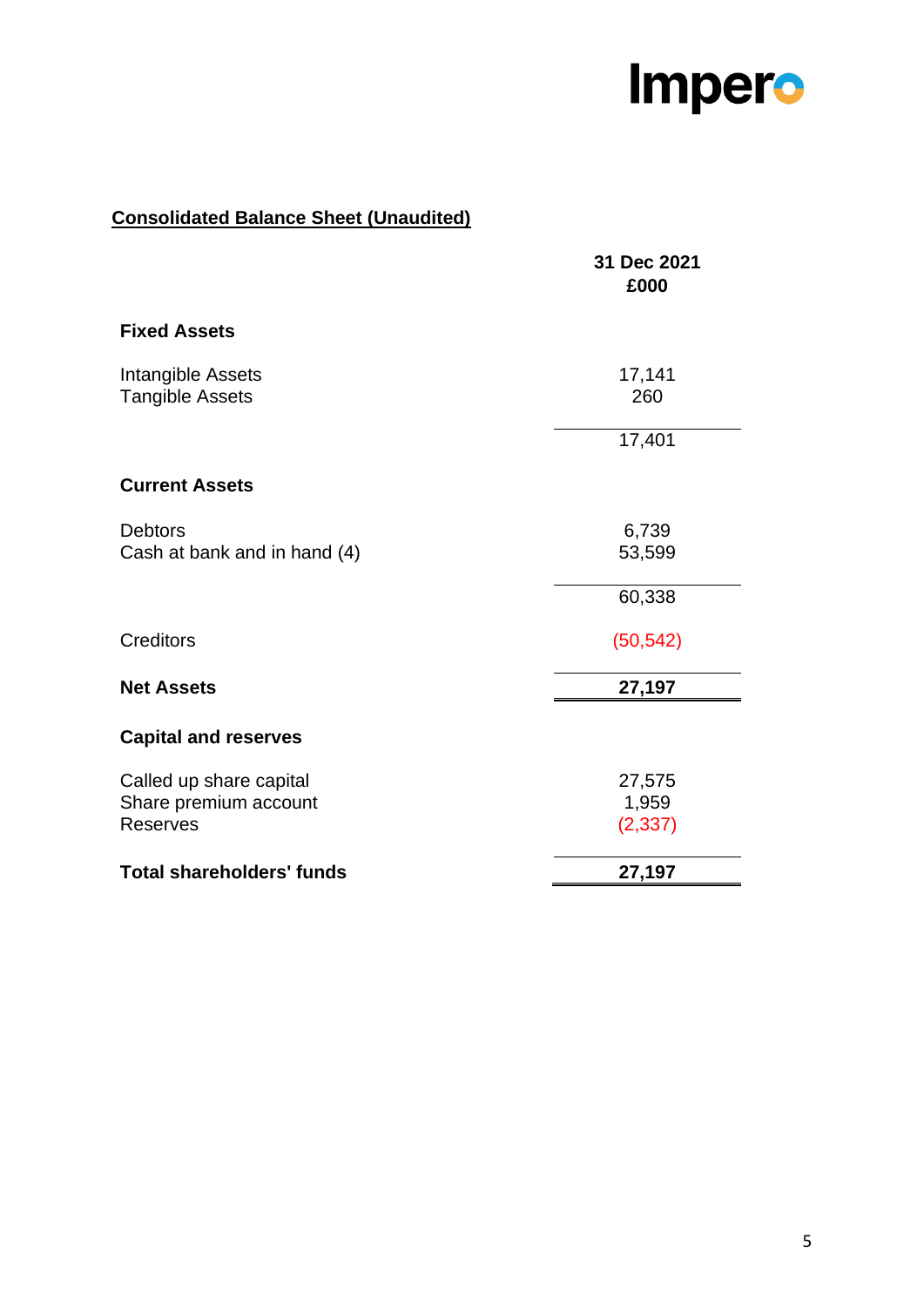## Consolidated Balance Sheet (Unaudited)

| | 31 Dec 2021 £000 |
|---|---|
| **Fixed Assets** | |
| Intangible Assets | 17,141 |
| Tangible Assets | 260 |
| | 17,401 |
| **Current Assets** | |
| Debtors | 6,739 |
| Cash at bank and in hand (4) | 53,599 |
| | 60,338 |
| Creditors | (50,542) |
| **Net Assets** | **27,197** |
| **Capital and reserves** | |
| Called up share capital | 27,575 |
| Share premium account | 1,959 |
| Reserves | (2,337) |
| **Total shareholders' funds** | **27,197** |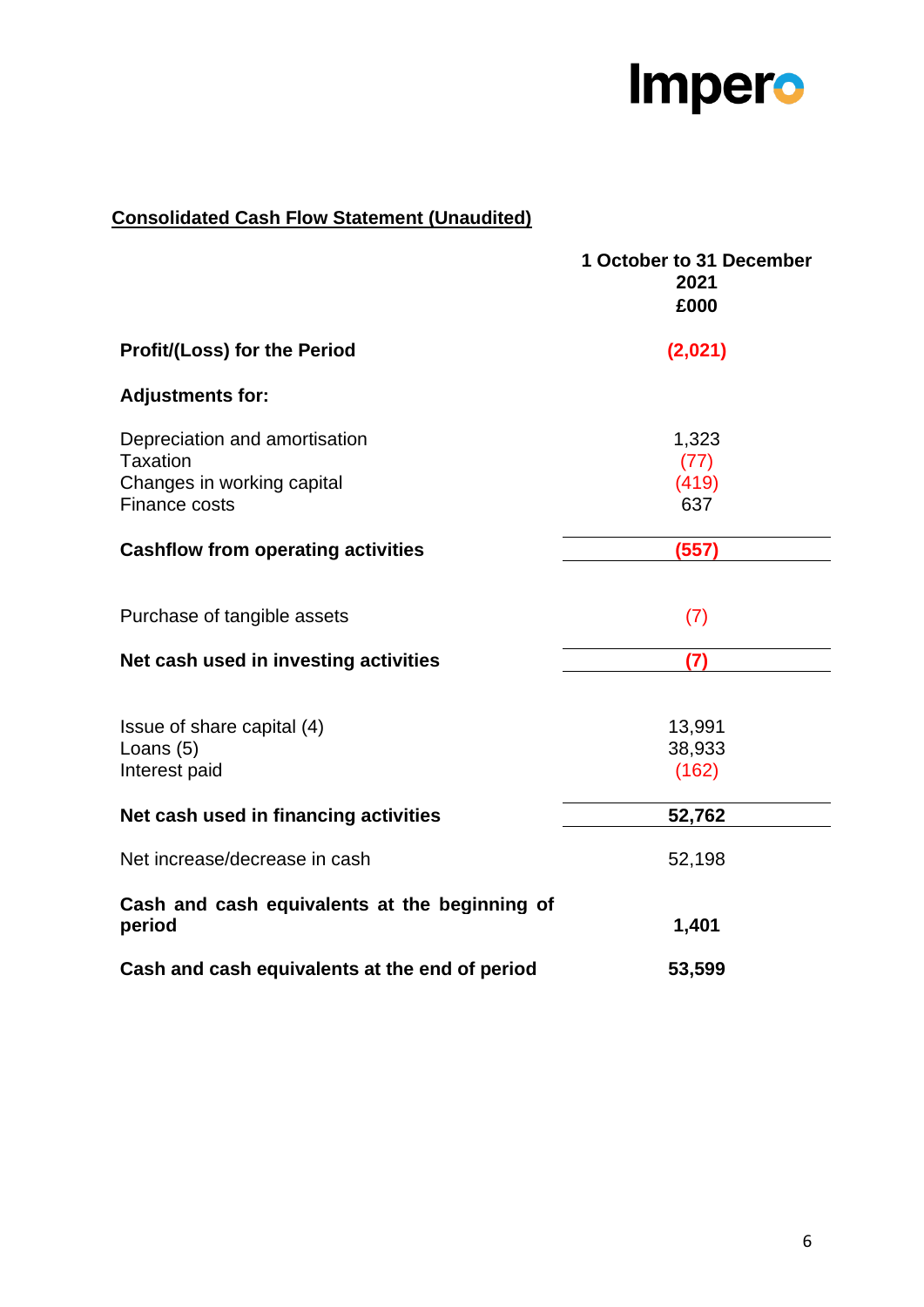Impero

## Consolidated Cash Flow Statement (Unaudited)

| | 1 October to 31 December 2021 £000 |
|---|---|
| **Profit/(Loss) for the Period** | **(2,021)** |
| **Adjustments for:** | |
| Depreciation and amortisation | 1,323 |
| Taxation | (77) |
| Changes in working capital | (419) |
| Finance costs | 637 |
| **Cashflow from operating activities** | **(557)** |
| Purchase of tangible assets | (7) |
| **Net cash used in investing activities** | **(7)** |
| Issue of share capital (4) | 13,991 |
| Loans (5) | 38,933 |
| Interest paid | (162) |
| **Net cash used in financing activities** | **52,762** |
| Net increase/decrease in cash | 52,198 |
| **Cash and cash equivalents at the beginning of period** | **1,401** |
| **Cash and cash equivalents at the end of period** | **53,599** |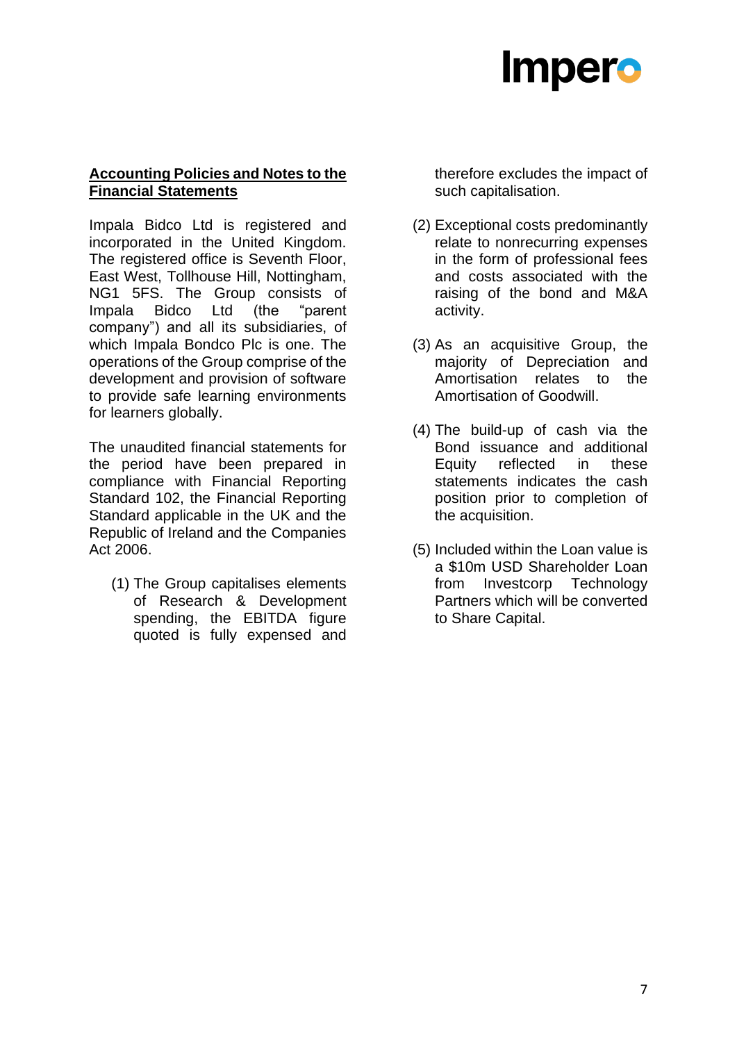## Accounting Policies and Notes to the Financial Statements

Impala Bidco Ltd is registered and incorporated in the United Kingdom. The registered office is Seventh Floor, East West, Tollhouse Hill, Nottingham, NG1 5FS. The Group consists of Impala Bidco Ltd (the "parent company") and all its subsidiaries, of which Impala Bondco Plc is one. The operations of the Group comprise of the development and provision of software to provide safe learning environments for learners globally.

The unaudited financial statements for the period have been prepared in compliance with Financial Reporting Standard 102, the Financial Reporting Standard applicable in the UK and the Republic of Ireland and the Companies Act 2006.

(1) The Group capitalises elements of Research & Development spending, the EBITDA figure quoted is fully expensed and therefore excludes the impact of such capitalisation.

(2) Exceptional costs predominantly relate to nonrecurring expenses in the form of professional fees and costs associated with the raising of the bond and M&A activity.

(3) As an acquisitive Group, the majority of Depreciation and Amortisation relates to the Amortisation of Goodwill.

(4) The build-up of cash via the Bond issuance and additional Equity reflected in these statements indicates the cash position prior to completion of the acquisition.

(5) Included within the Loan value is a $10m USD Shareholder Loan from Investcorp Technology Partners which will be converted to Share Capital.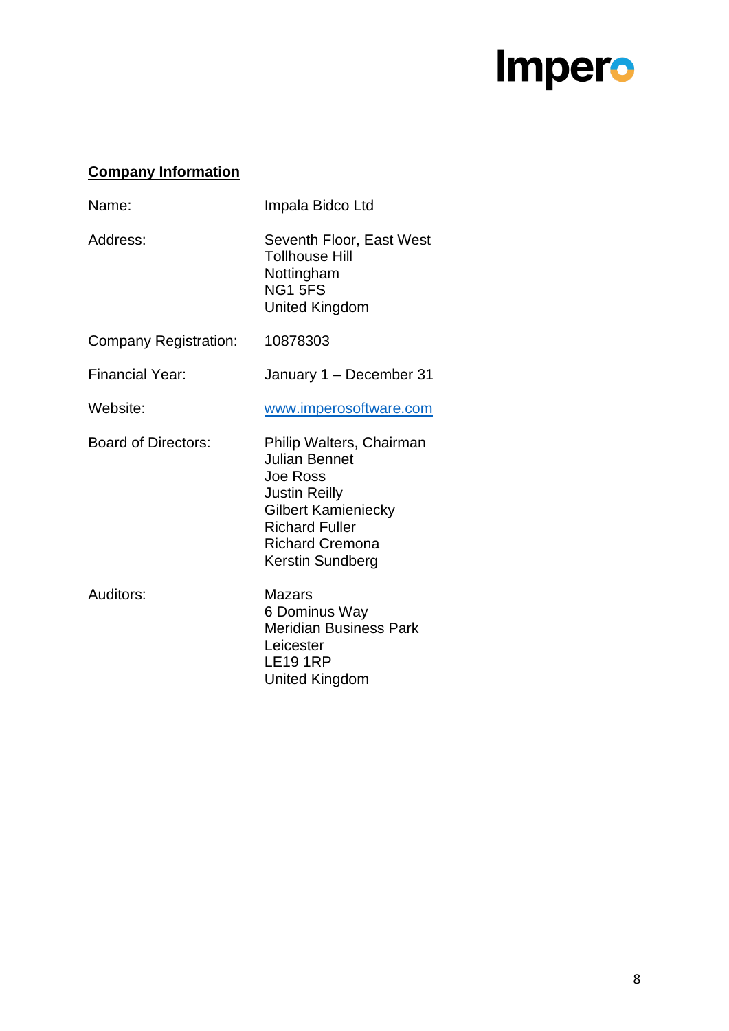Impero

## Company Information

| | |
|---|---|
| Name: | Impala Bidco Ltd |
| Address: | Seventh Floor, East West<br>Tollhouse Hill<br>Nottingham<br>NG1 5FS<br>United Kingdom |
| Company Registration: | 10878303 |
| Financial Year: | January 1 – December 31 |
| Website: | [www.imperosoftware.com](http://www.imperosoftware.com) |
| Board of Directors: | Philip Walters, Chairman<br>Julian Bennet<br>Joe Ross<br>Justin Reilly<br>Gilbert Kamieniecky<br>Richard Fuller<br>Richard Cremona<br>Kerstin Sundberg |
| Auditors: | Mazars<br>6 Dominus Way<br>Meridian Business Park<br>Leicester<br>LE19 1RP<br>United Kingdom |